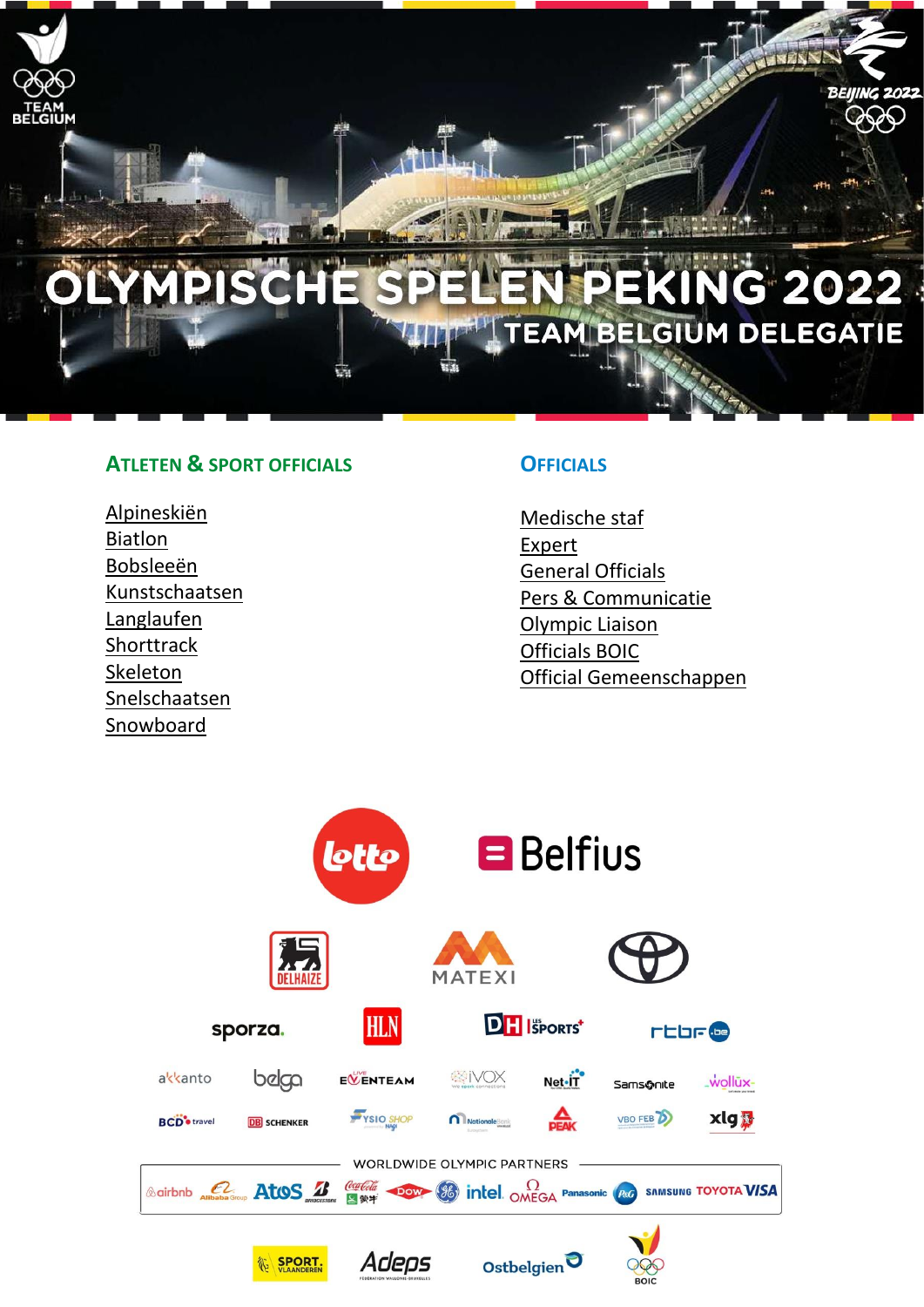# OLYMPISCHE SPELEN PEKING 2022

## TEAM BELGIUM DELEGATIE

### ATLETEN & SPORT OFFICIALS

- Alpineskiën
- Biatlon
- Bobsleeën
- Kunstschaatsen
- Langlaufen
- Shorttrack
- Skeleton
- Snelschaatsen
- Snowboard

### OFFICIALS

- Medische staf
- Expert
- General Officials
- Pers & Communicatie
- Olympic Liaison
- Officials BOIC
- Official Gemeenschappen

WORLDWIDE OLYMPIC PARTNERS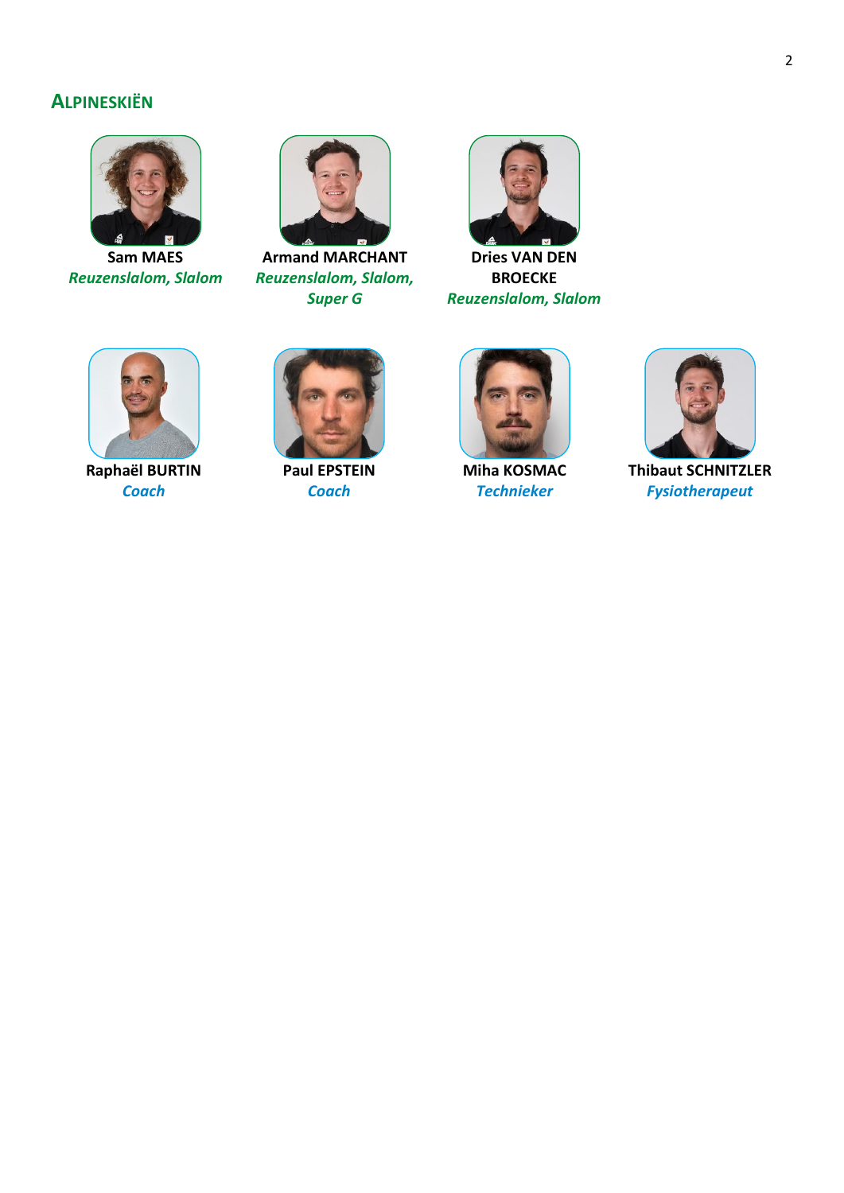## Alpineskiën

**Sam MAES**
*Reuzenslalom, Slalom*

**Armand MARCHANT**
*Reuzenslalom, Slalom, Super G*

**Dries VAN DEN BROECKE**
*Reuzenslalom, Slalom*

**Raphaël BURTIN**
*Coach*

**Paul EPSTEIN**
*Coach*

**Miha KOSMAC**
*Technieker*

**Thibaut SCHNITZLER**
*Fysiotherapeut*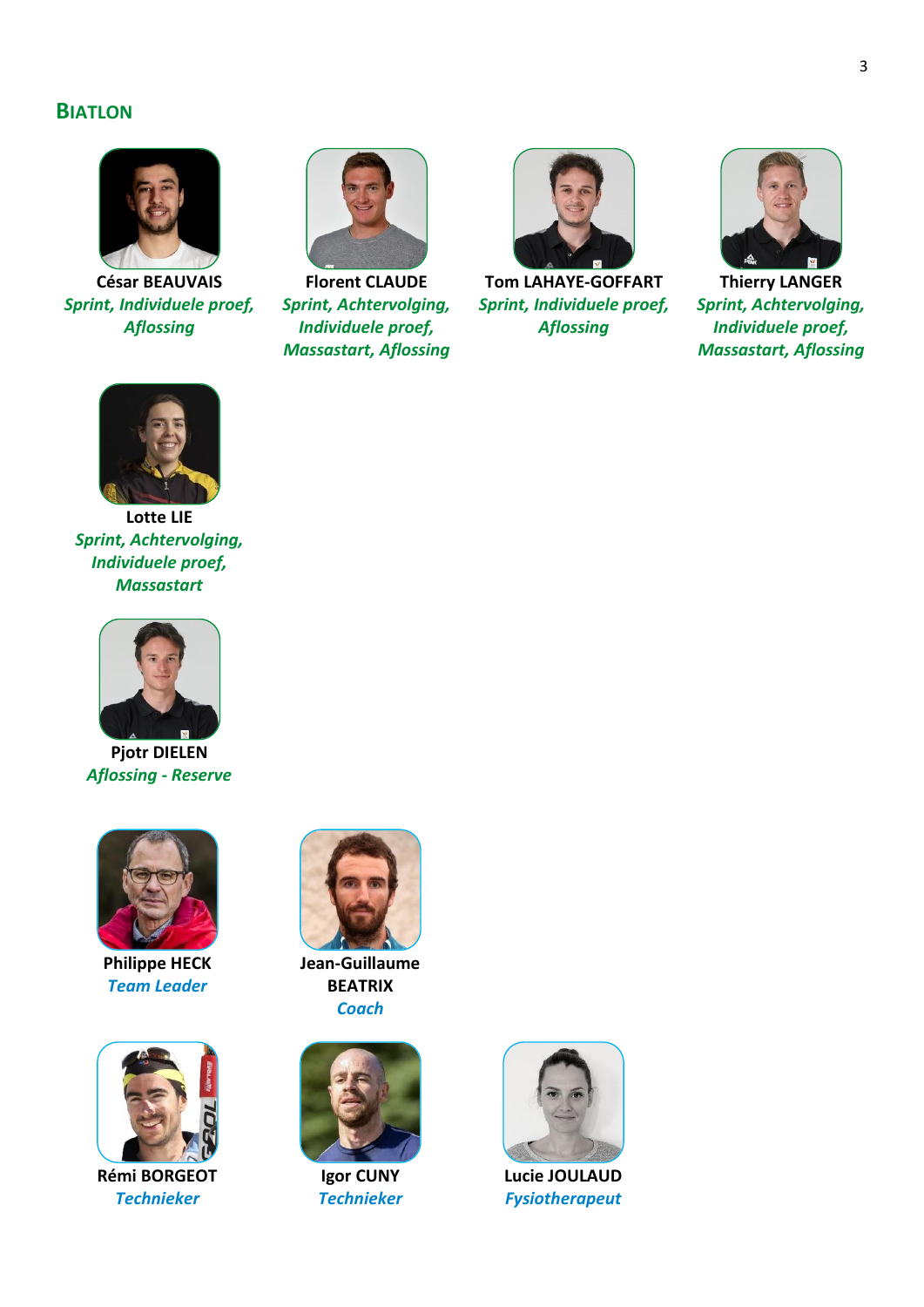## Biatlon

**César BEAUVAIS**
*Sprint, Individuele proef, Aflossing*

**Florent CLAUDE**
*Sprint, Achtervolging, Individuele proef, Massastart, Aflossing*

**Tom LAHAYE-GOFFART**
*Sprint, Individuele proef, Aflossing*

**Thierry LANGER**
*Sprint, Achtervolging, Individuele proef, Massastart, Aflossing*

**Lotte LIE**
*Sprint, Achtervolging, Individuele proef, Massastart*

**Pjotr DIELEN**
*Aflossing - Reserve*

**Philippe HECK**
*Team Leader*

**Jean-Guillaume BEATRIX**
*Coach*

**Rémi BORGEOT**
*Technieker*

**Igor CUNY**
*Technieker*

**Lucie JOULAUD**
*Fysiotherapeut*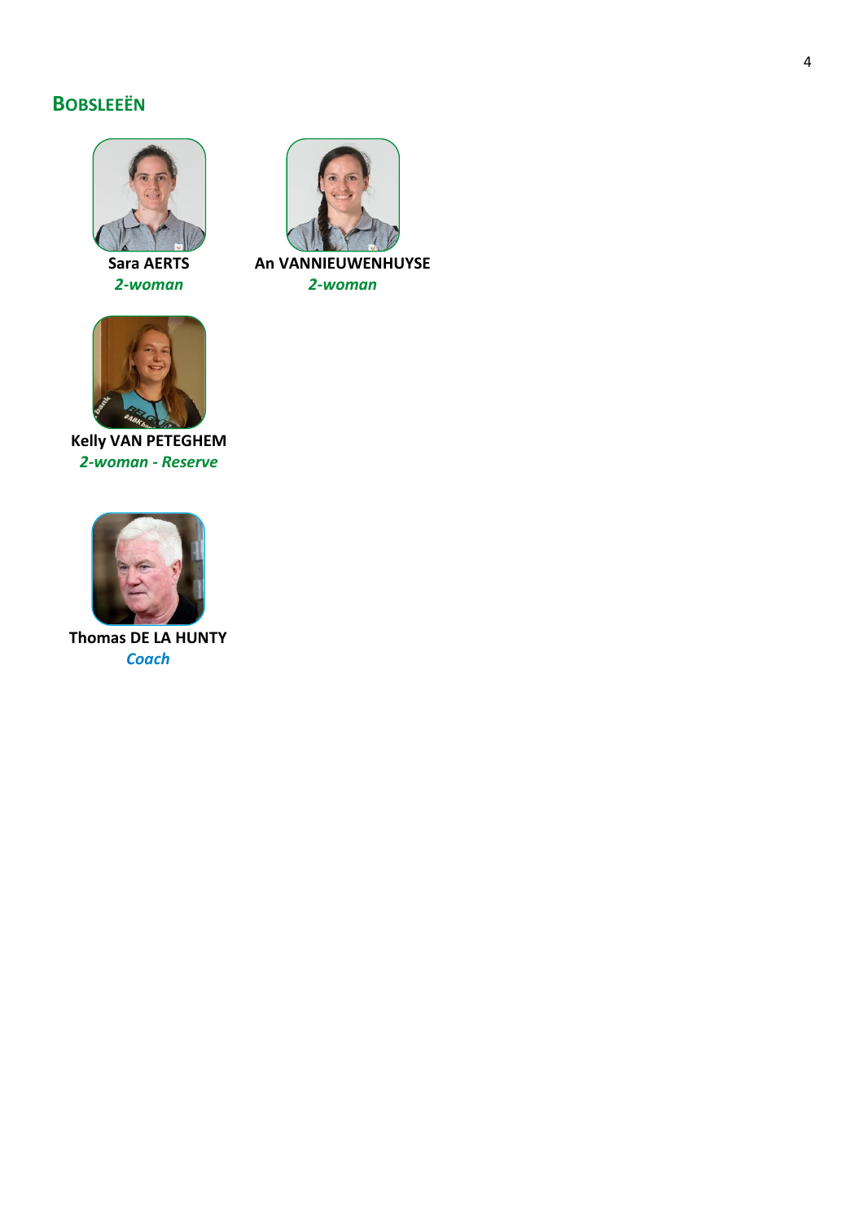## Bobsleeën

**Sara AERTS**
***2-woman***

**An VANNIEUWENHUYSE**
***2-woman***

**Kelly VAN PETEGHEM**
***2-woman - Reserve***

**Thomas DE LA HUNTY**
***Coach***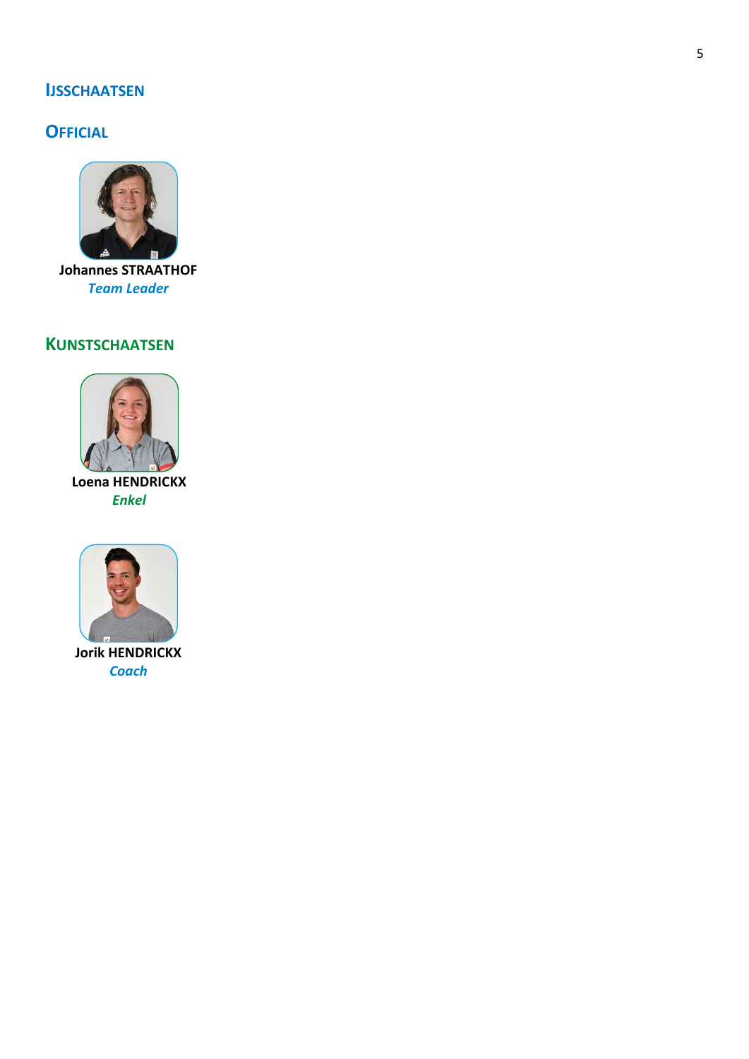## IJSSCHAATSEN

### OFFICIAL

**Johannes STRAATHOF**
*Team Leader*

### KUNSTSCHAATSEN

**Loena HENDRICKX**
*Enkel*

**Jorik HENDRICKX**
*Coach*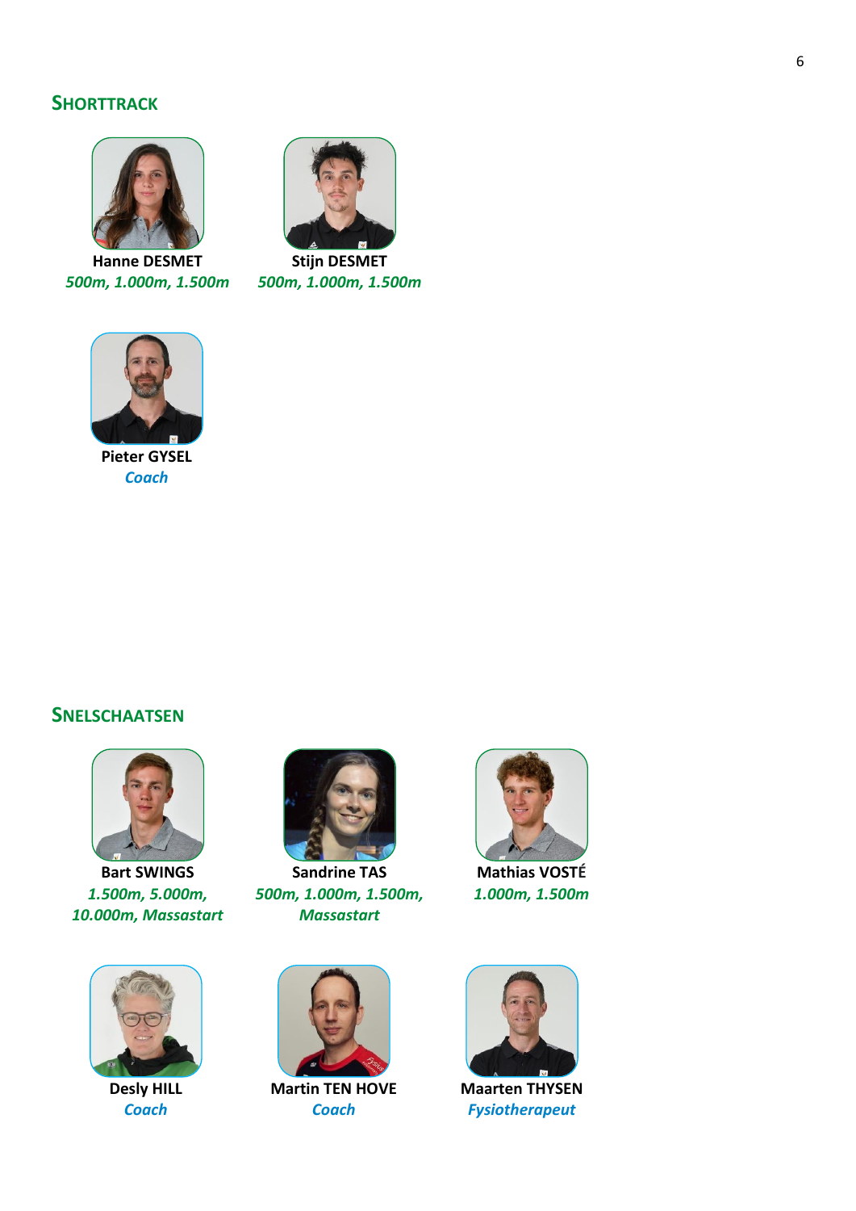## SHORTTRACK

**Hanne DESMET**
*500m, 1.000m, 1.500m*

**Stijn DESMET**
*500m, 1.000m, 1.500m*

**Pieter GYSEL**
*Coach*

## SNELSCHAATSEN

**Bart SWINGS**
*1.500m, 5.000m, 10.000m, Massastart*

**Sandrine TAS**
*500m, 1.000m, 1.500m, Massastart*

**Mathias VOSTÉ**
*1.000m, 1.500m*

**Desly HILL**
*Coach*

**Martin TEN HOVE**
*Coach*

**Maarten THYSEN**
*Fysiotherapeut*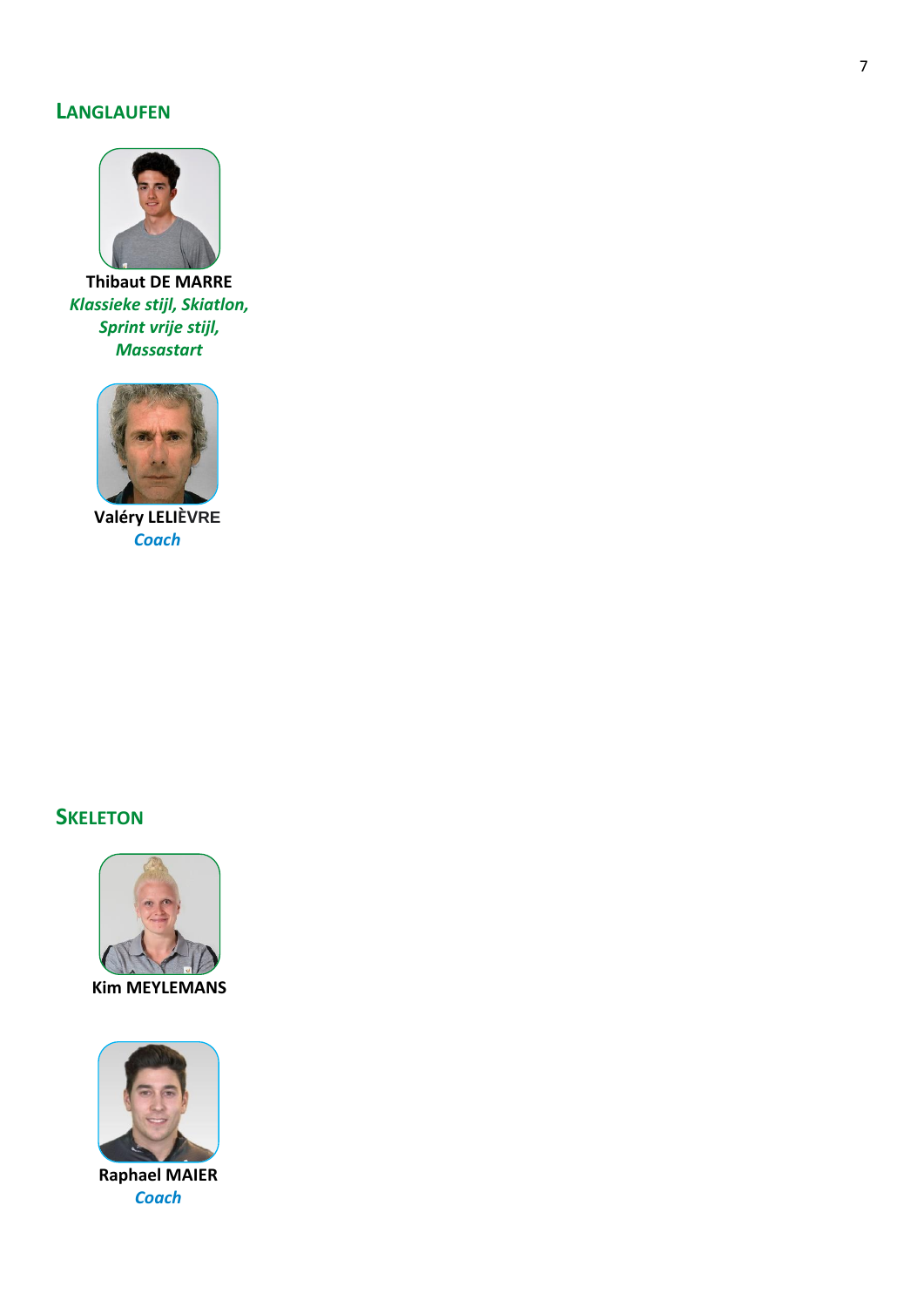## Langlaufen

**Thibaut DE MARRE**
*Klassieke stijl, Skiatlon, Sprint vrije stijl, Massastart*

**Valéry LELIÈVRE**
*Coach*

## Skeleton

**Kim MEYLEMANS**

**Raphael MAIER**
*Coach*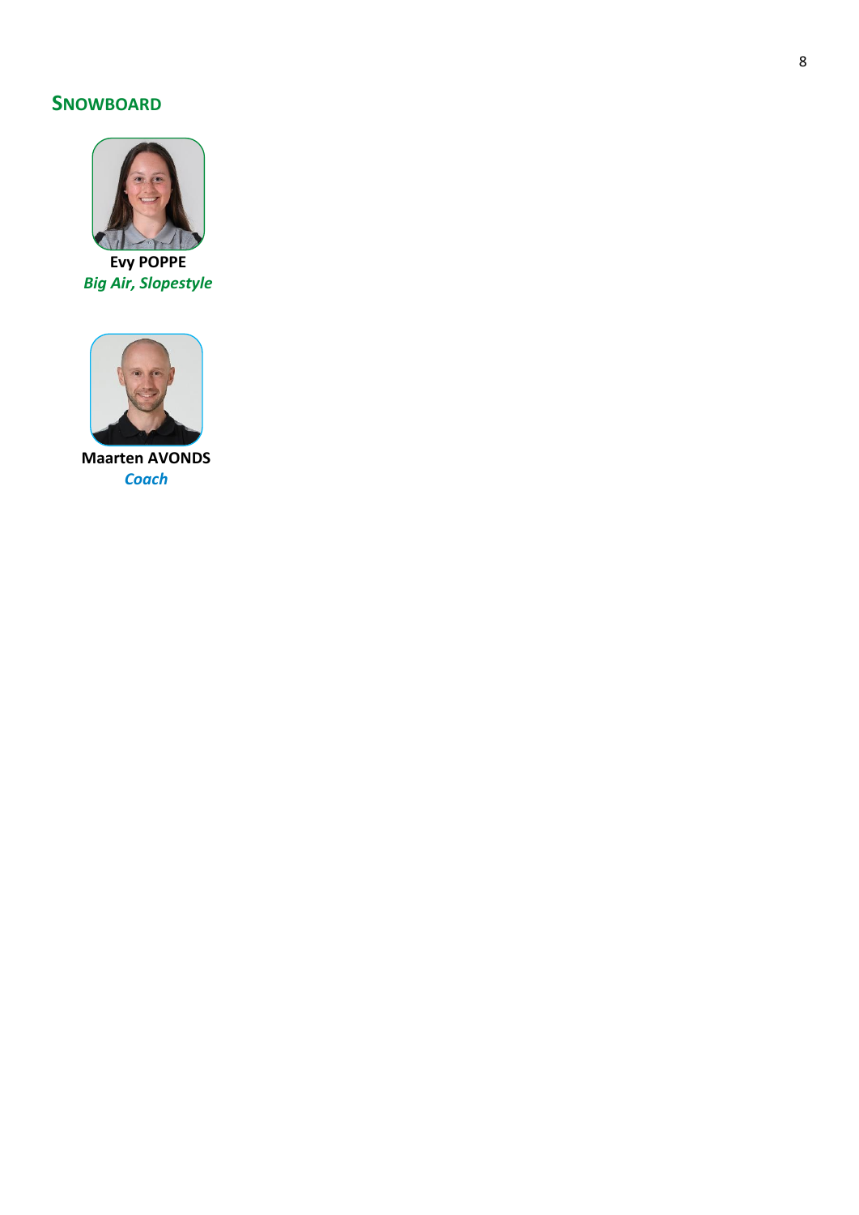## SNOWBOARD

**Evy POPPE**
*Big Air, Slopestyle*

**Maarten AVONDS**
*Coach*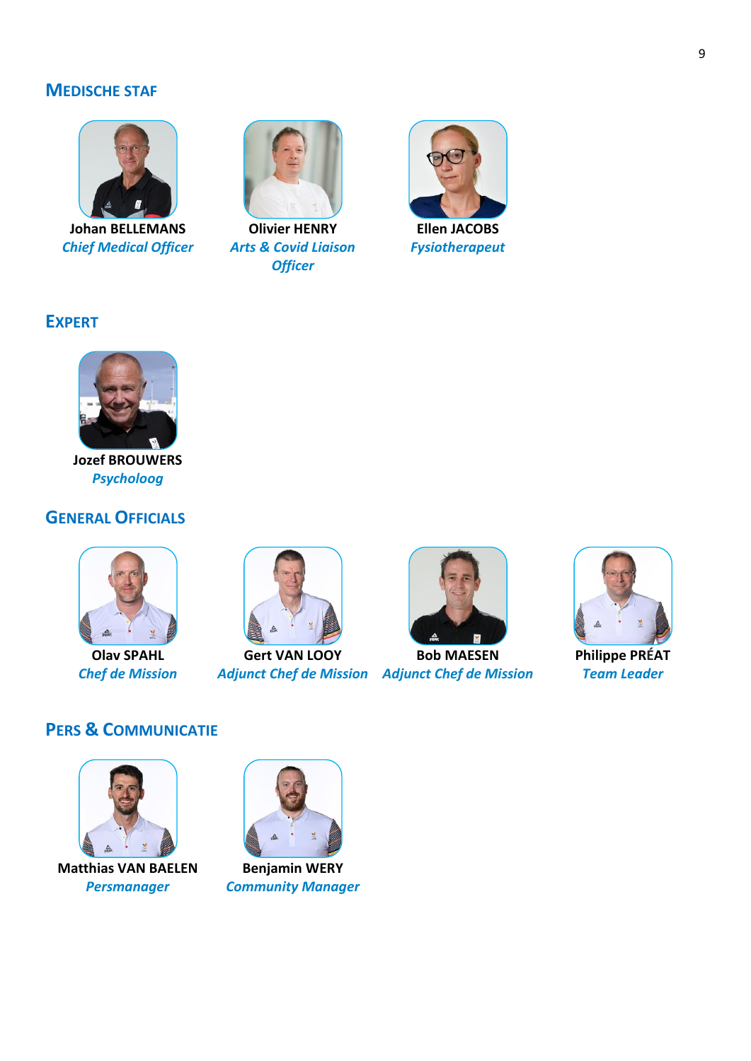## Medische staf

**Johan BELLEMANS**
*Chief Medical Officer*

**Olivier HENRY**
*Arts & Covid Liaison Officer*

**Ellen JACOBS**
*Fysiotherapeut*

## Expert

**Jozef BROUWERS**
*Psycholoog*

## General Officials

**Olav SPAHL**
*Chef de Mission*

**Gert VAN LOOY**
*Adjunct Chef de Mission*

**Bob MAESEN**
*Adjunct Chef de Mission*

**Philippe PRÉAT**
*Team Leader*

## Pers & Communicatie

**Matthias VAN BAELEN**
*Persmanager*

**Benjamin WERY**
*Community Manager*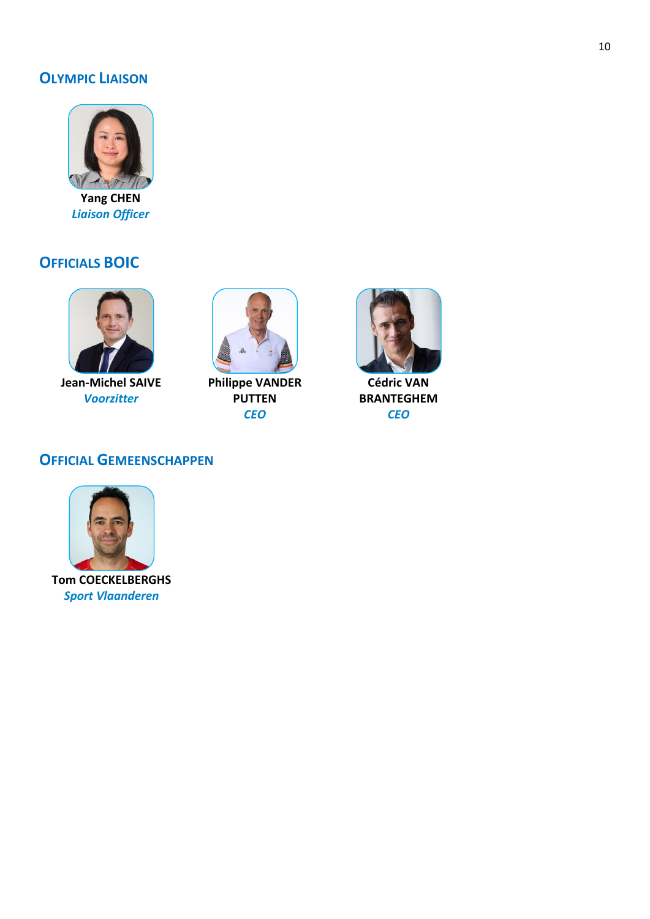## Olympic Liaison

**Yang CHEN**
*Liaison Officer*

## Officials BOIC

**Jean-Michel SAIVE**
*Voorzitter*

**Philippe VANDER PUTTEN**
*CEO*

**Cédric VAN BRANTEGHEM**
*CEO*

## Official Gemeenschappen

**Tom COECKELBERGHS**
*Sport Vlaanderen*